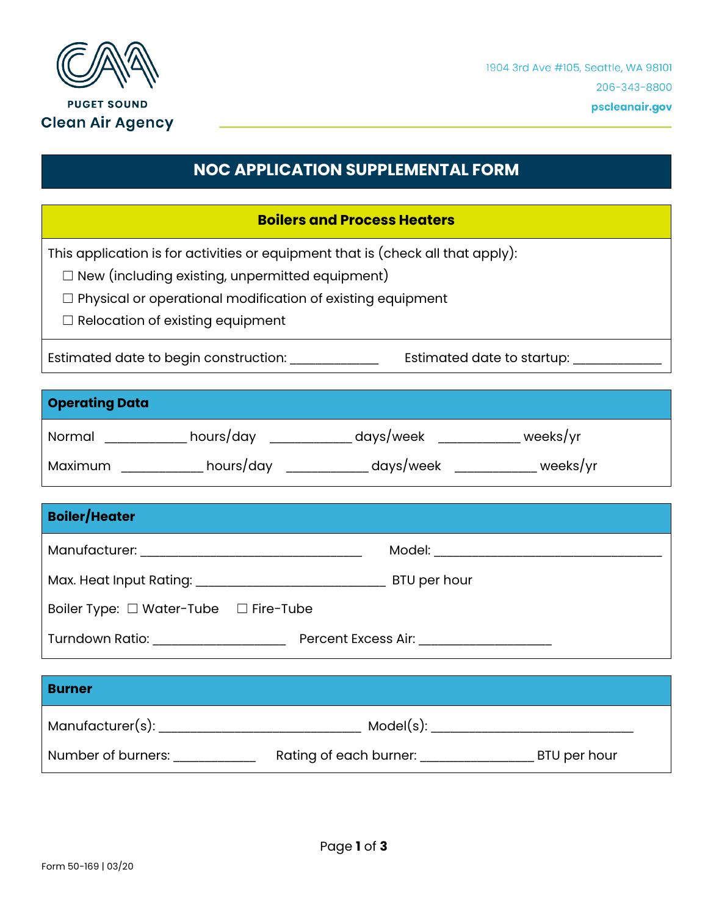PUGET SOUND
Clean Air Agency

1904 3rd Ave #105, Seattle, WA 98101
206-343-8800
pscleanair.gov

# NOC APPLICATION SUPPLEMENTAL FORM

## Boilers and Process Heaters

This application is for activities or equipment that is (check all that apply):

- ☐ New (including existing, unpermitted equipment)
- ☐ Physical or operational modification of existing equipment
- ☐ Relocation of existing equipment

Estimated date to begin construction: ____________ Estimated date to startup: ____________

### Operating Data

Normal ___________ hours/day ___________ days/week ___________ weeks/yr

Maximum ___________ hours/day ___________ days/week ___________ weeks/yr

### Boiler/Heater

Manufacturer: ______________________________ Model: ______________________________

Max. Heat Input Rating: __________________________ BTU per hour

Boiler Type: ☐ Water-Tube ☐ Fire-Tube

Turndown Ratio: __________________ Percent Excess Air: __________________

### Burner

Manufacturer(s): ____________________________ Model(s): ____________________________

Number of burners: ___________ Rating of each burner: _______________ BTU per hour

Form 50-169 | 03/20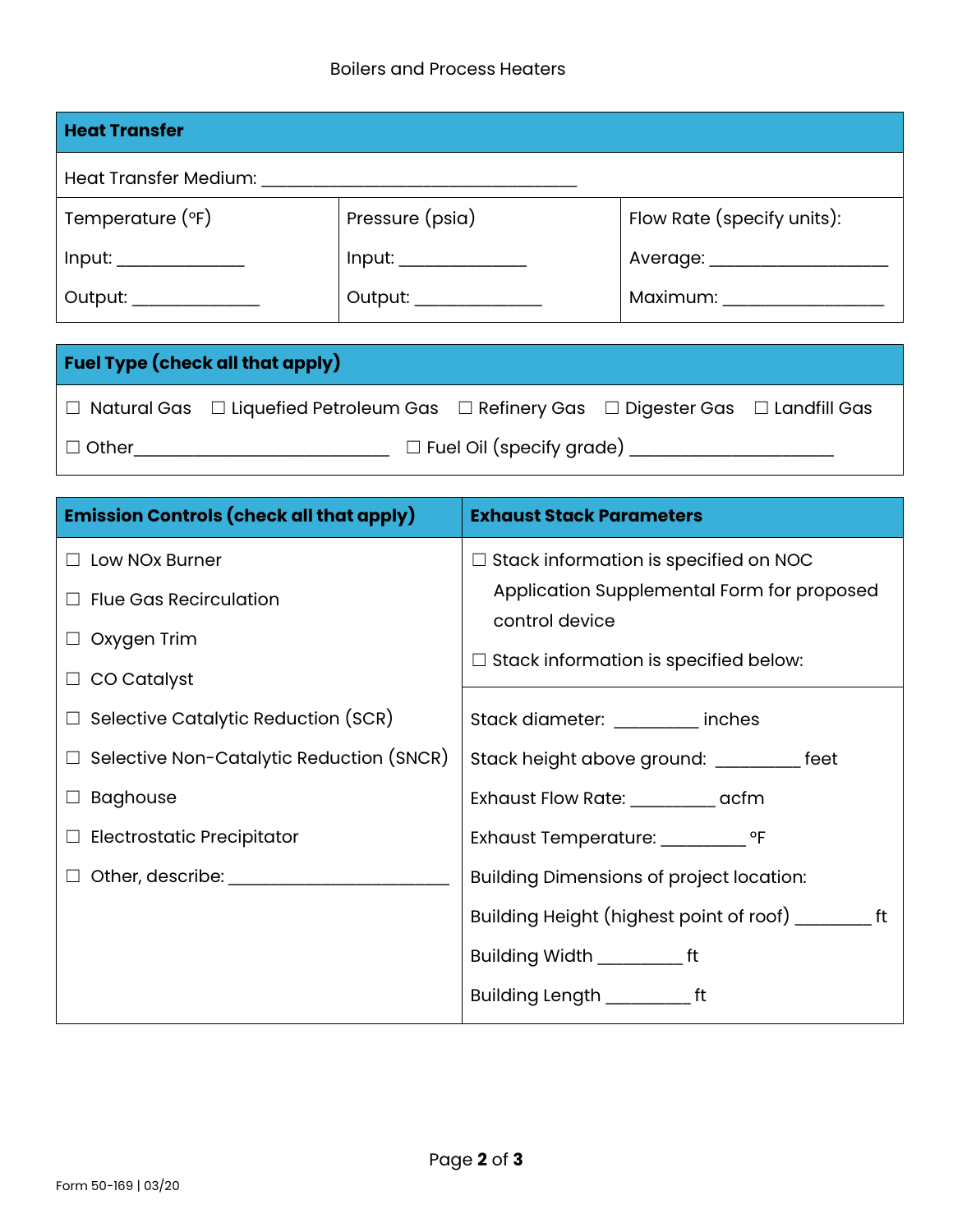Boilers and Process Heaters

| Heat Transfer | | |
|---|---|---|
| Heat Transfer Medium: ___________________________________ | | |
| Temperature (°F)<br>Input: ______________<br>Output: ______________ | Pressure (psia)<br>Input: ______________<br>Output: ______________ | Flow Rate (specify units):<br>Average: ___________________<br>Maximum: _________________ |

| Fuel Type (check all that apply) |
|---|
| ☐ Natural Gas ☐ Liquefied Petroleum Gas ☐ Refinery Gas ☐ Digester Gas ☐ Landfill Gas |
| ☐ Other___________________________ ☐ Fuel Oil (specify grade) ____________________ |

| Emission Controls (check all that apply) | Exhaust Stack Parameters |
|---|---|
| ☐ Low NOx Burner | ☐ Stack information is specified on NOC Application Supplemental Form for proposed control device |
| ☐ Flue Gas Recirculation | ☐ Stack information is specified below: |
| ☐ Oxygen Trim | Stack diameter: _________ inches |
| ☐ CO Catalyst | Stack height above ground: _________ feet |
| ☐ Selective Catalytic Reduction (SCR) | Exhaust Flow Rate: _________ acfm |
| ☐ Selective Non-Catalytic Reduction (SNCR) | Exhaust Temperature: _________ °F |
| ☐ Baghouse | Building Dimensions of project location: |
| ☐ Electrostatic Precipitator | Building Height (highest point of roof) ________ ft |
| ☐ Other, describe: ______________________ | Building Width _________ ft |
| | Building Length _________ ft |

Form 50-169 | 03/20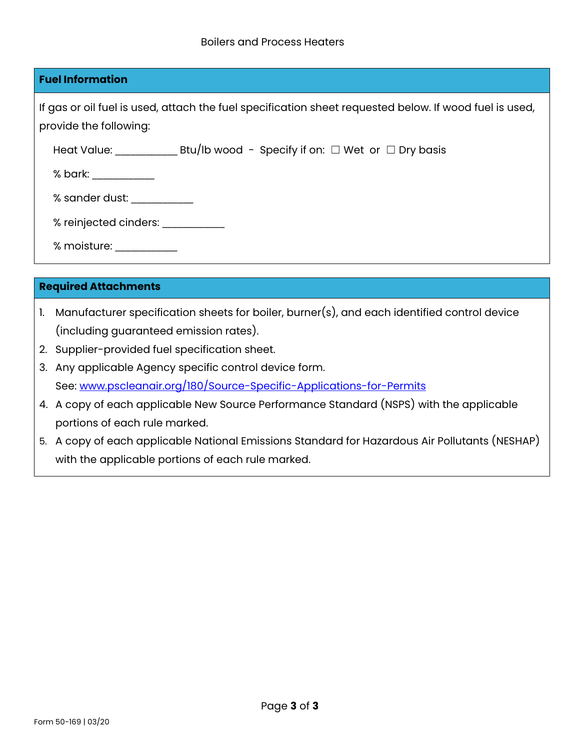## Fuel Information

If gas or oil fuel is used, attach the fuel specification sheet requested below. If wood fuel is used, provide the following:

Heat Value: ___________ Btu/lb wood - Specify if on: ☐ Wet or ☐ Dry basis

% bark: ___________

% sander dust: ___________

% reinjected cinders: ___________

% moisture: ___________

## Required Attachments

1. Manufacturer specification sheets for boiler, burner(s), and each identified control device (including guaranteed emission rates).
2. Supplier-provided fuel specification sheet.
3. Any applicable Agency specific control device form.
   See: [www.pscleanair.org/180/Source-Specific-Applications-for-Permits](www.pscleanair.org/180/Source-Specific-Applications-for-Permits)
4. A copy of each applicable New Source Performance Standard (NSPS) with the applicable portions of each rule marked.
5. A copy of each applicable National Emissions Standard for Hazardous Air Pollutants (NESHAP) with the applicable portions of each rule marked.